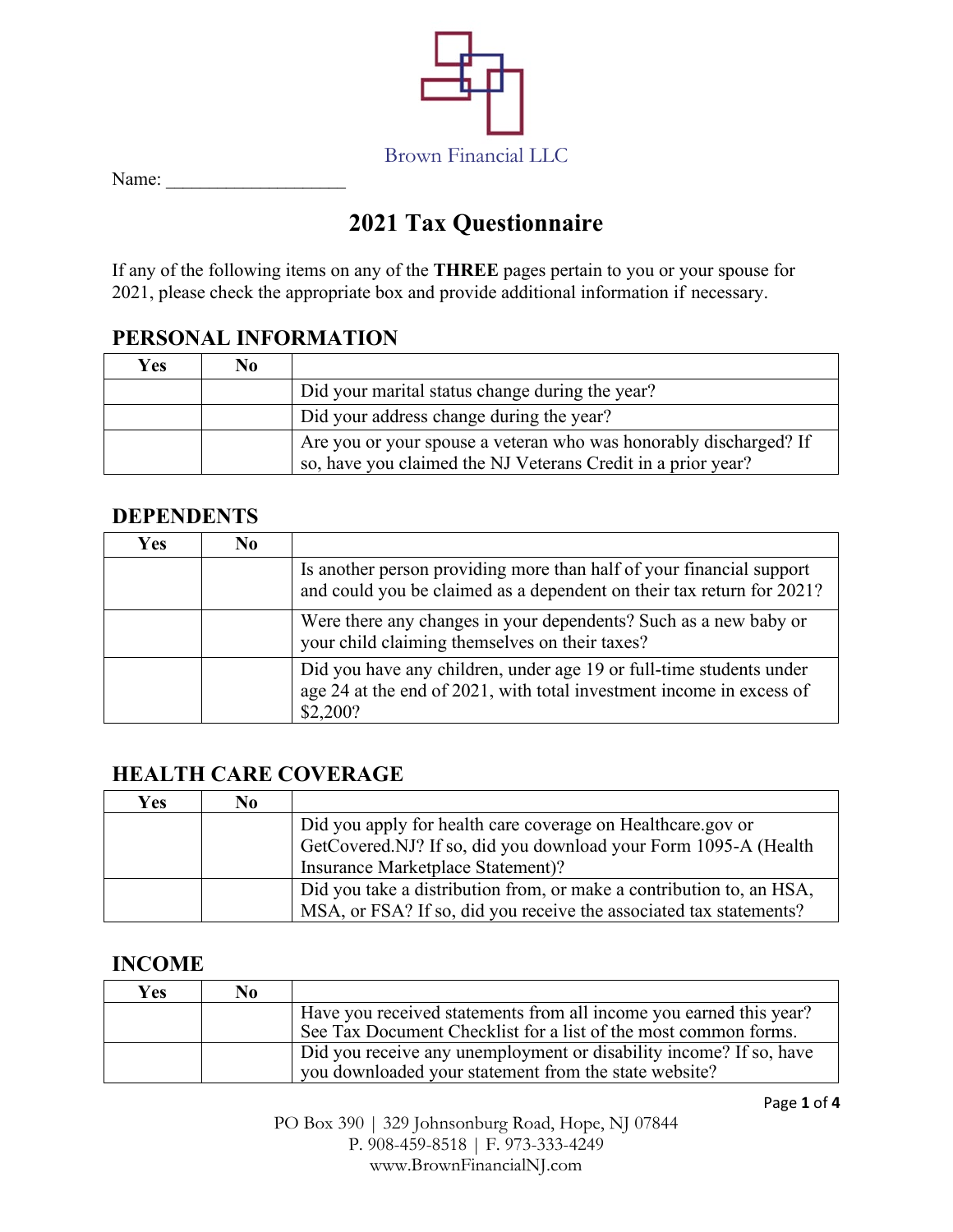Brown Financial LLC

Name: ___________________

# 2021 Tax Questionnaire

If any of the following items on any of the **THREE** pages pertain to you or your spouse for 2021, please check the appropriate box and provide additional information if necessary.

## PERSONAL INFORMATION

| Yes | No | |
|---|---|---|
| | | Did your marital status change during the year? |
| | | Did your address change during the year? |
| | | Are you or your spouse a veteran who was honorably discharged? If so, have you claimed the NJ Veterans Credit in a prior year? |

## DEPENDENTS

| Yes | No | |
|---|---|---|
| | | Is another person providing more than half of your financial support and could you be claimed as a dependent on their tax return for 2021? |
| | | Were there any changes in your dependents? Such as a new baby or your child claiming themselves on their taxes? |
| | | Did you have any children, under age 19 or full-time students under age 24 at the end of 2021, with total investment income in excess of $2,200? |

## HEALTH CARE COVERAGE

| Yes | No | |
|---|---|---|
| | | Did you apply for health care coverage on Healthcare.gov or GetCovered.NJ? If so, did you download your Form 1095-A (Health Insurance Marketplace Statement)? |
| | | Did you take a distribution from, or make a contribution to, an HSA, MSA, or FSA? If so, did you receive the associated tax statements? |

## INCOME

| Yes | No | |
|---|---|---|
| | | Have you received statements from all income you earned this year? See Tax Document Checklist for a list of the most common forms. |
| | | Did you receive any unemployment or disability income? If so, have you downloaded your statement from the state website? |

PO Box 390 | 329 Johnsonburg Road, Hope, NJ 07844
P. 908-459-8518 | F. 973-333-4249
www.BrownFinancialNJ.com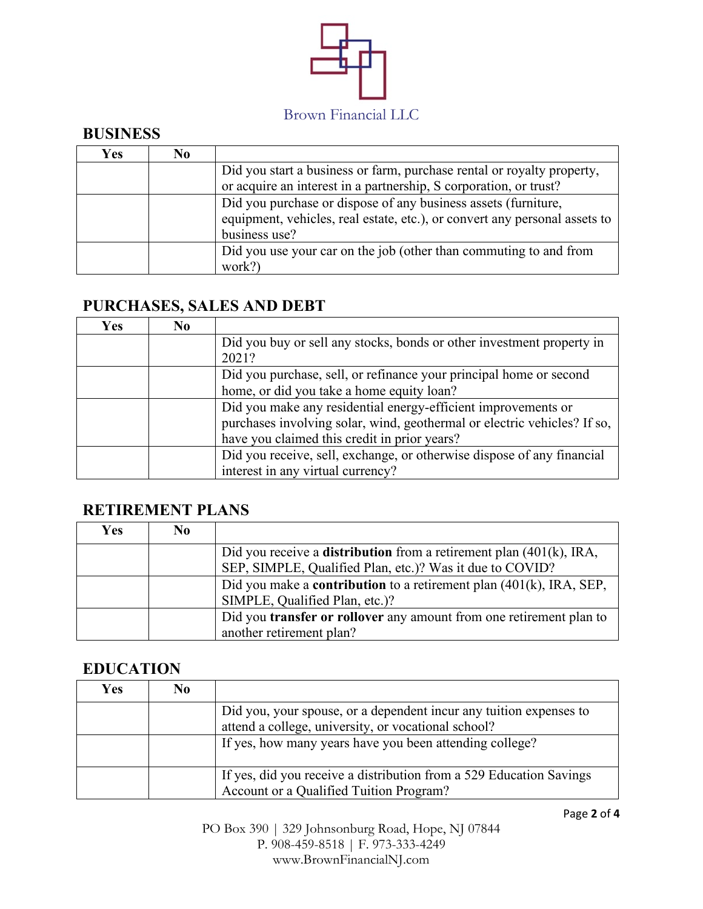Brown Financial LLC

## BUSINESS

| Yes | No | |
|---|---|---|
| | | Did you start a business or farm, purchase rental or royalty property, or acquire an interest in a partnership, S corporation, or trust? |
| | | Did you purchase or dispose of any business assets (furniture, equipment, vehicles, real estate, etc.), or convert any personal assets to business use? |
| | | Did you use your car on the job (other than commuting to and from work?) |

## PURCHASES, SALES AND DEBT

| Yes | No | |
|---|---|---|
| | | Did you buy or sell any stocks, bonds or other investment property in 2021? |
| | | Did you purchase, sell, or refinance your principal home or second home, or did you take a home equity loan? |
| | | Did you make any residential energy-efficient improvements or purchases involving solar, wind, geothermal or electric vehicles? If so, have you claimed this credit in prior years? |
| | | Did you receive, sell, exchange, or otherwise dispose of any financial interest in any virtual currency? |

## RETIREMENT PLANS

| Yes | No | |
|---|---|---|
| | | Did you receive a **distribution** from a retirement plan (401(k), IRA, SEP, SIMPLE, Qualified Plan, etc.)? Was it due to COVID? |
| | | Did you make a **contribution** to a retirement plan (401(k), IRA, SEP, SIMPLE, Qualified Plan, etc.)? |
| | | Did you **transfer or rollover** any amount from one retirement plan to another retirement plan? |

## EDUCATION

| Yes | No | |
|---|---|---|
| | | Did you, your spouse, or a dependent incur any tuition expenses to attend a college, university, or vocational school? |
| | | If yes, how many years have you been attending college? |
| | | If yes, did you receive a distribution from a 529 Education Savings Account or a Qualified Tuition Program? |

PO Box 390 | 329 Johnsonburg Road, Hope, NJ 07844
P. 908-459-8518 | F. 973-333-4249
www.BrownFinancialNJ.com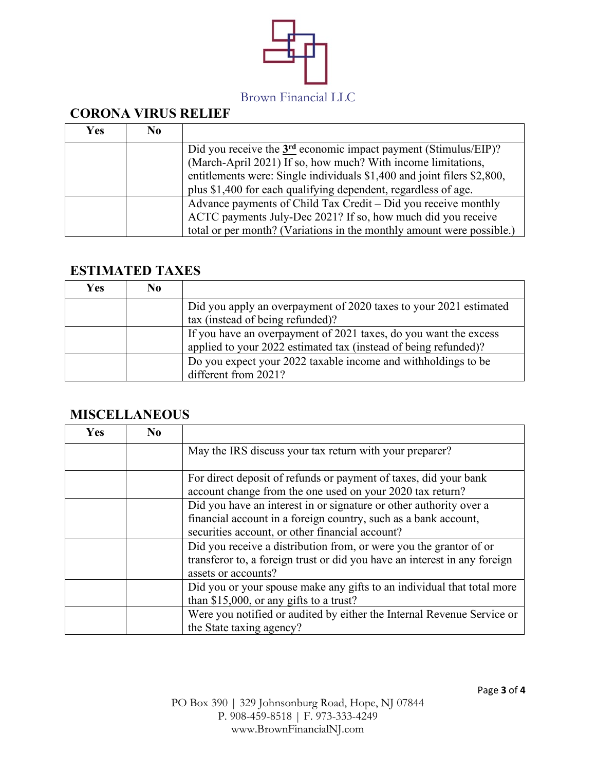Brown Financial LLC

## CORONA VIRUS RELIEF

| Yes | No | |
|---|---|---|
| | | Did you receive the **3rd** economic impact payment (Stimulus/EIP)? (March-April 2021) If so, how much? With income limitations, entitlements were: Single individuals $1,400 and joint filers $2,800, plus $1,400 for each qualifying dependent, regardless of age. |
| | | Advance payments of Child Tax Credit – Did you receive monthly ACTC payments July-Dec 2021? If so, how much did you receive total or per month? (Variations in the monthly amount were possible.) |

## ESTIMATED TAXES

| Yes | No | |
|---|---|---|
| | | Did you apply an overpayment of 2020 taxes to your 2021 estimated tax (instead of being refunded)? |
| | | If you have an overpayment of 2021 taxes, do you want the excess applied to your 2022 estimated tax (instead of being refunded)? |
| | | Do you expect your 2022 taxable income and withholdings to be different from 2021? |

## MISCELLANEOUS

| Yes | No | |
|---|---|---|
| | | May the IRS discuss your tax return with your preparer? |
| | | For direct deposit of refunds or payment of taxes, did your bank account change from the one used on your 2020 tax return? |
| | | Did you have an interest in or signature or other authority over a financial account in a foreign country, such as a bank account, securities account, or other financial account? |
| | | Did you receive a distribution from, or were you the grantor of or transferor to, a foreign trust or did you have an interest in any foreign assets or accounts? |
| | | Did you or your spouse make any gifts to an individual that total more than $15,000, or any gifts to a trust? |
| | | Were you notified or audited by either the Internal Revenue Service or the State taxing agency? |

PO Box 390 | 329 Johnsonburg Road, Hope, NJ 07844
P. 908-459-8518 | F. 973-333-4249
www.BrownFinancialNJ.com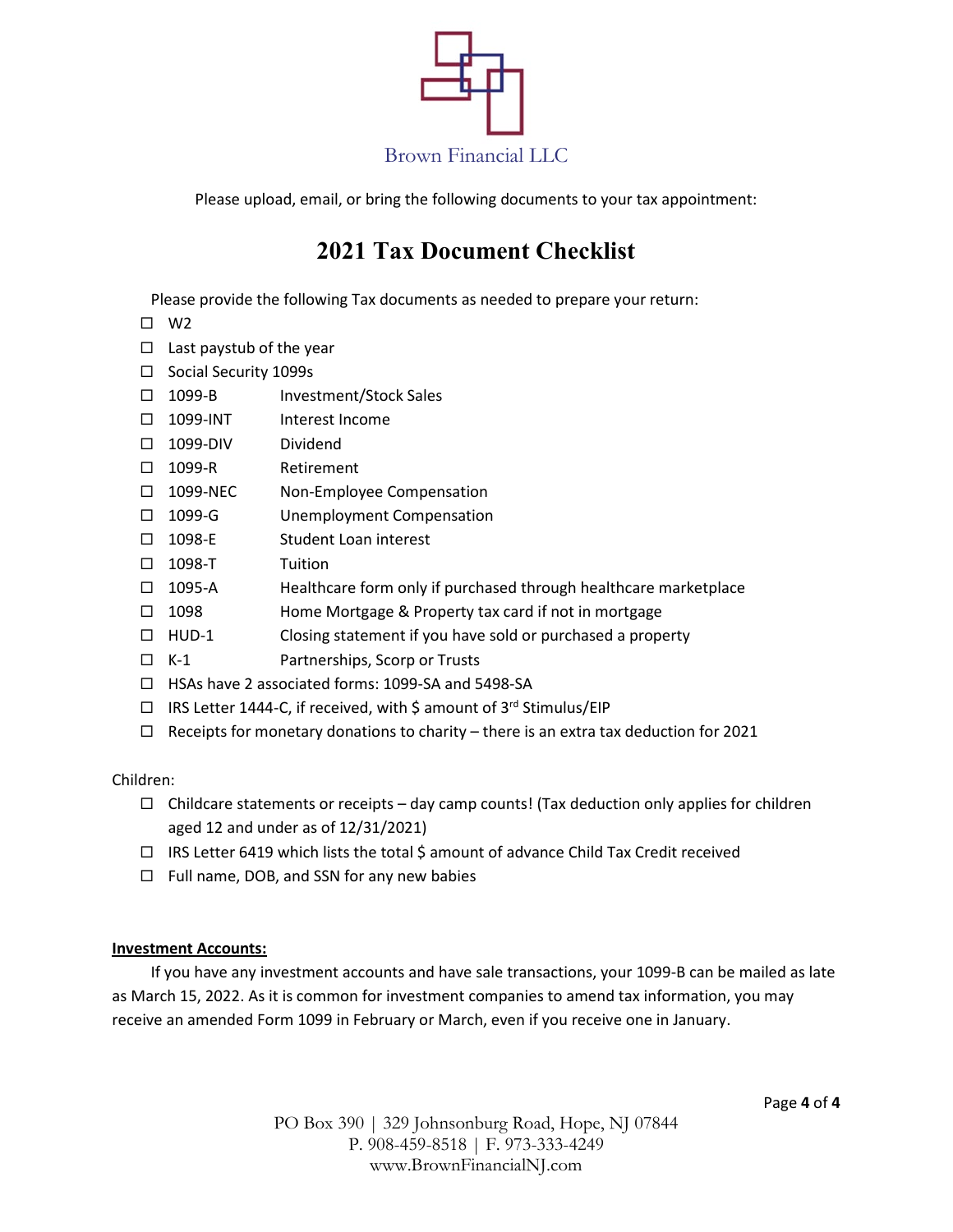Brown Financial LLC

Please upload, email, or bring the following documents to your tax appointment:

# 2021 Tax Document Checklist

Please provide the following Tax documents as needed to prepare your return:

- ☐ W2
- ☐ Last paystub of the year
- ☐ Social Security 1099s
- ☐ 1099-B Investment/Stock Sales
- ☐ 1099-INT Interest Income
- ☐ 1099-DIV Dividend
- ☐ 1099-R Retirement
- ☐ 1099-NEC Non-Employee Compensation
- ☐ 1099-G Unemployment Compensation
- ☐ 1098-E Student Loan interest
- ☐ 1098-T Tuition
- ☐ 1095-A Healthcare form only if purchased through healthcare marketplace
- ☐ 1098 Home Mortgage & Property tax card if not in mortgage
- ☐ HUD-1 Closing statement if you have sold or purchased a property
- ☐ K-1 Partnerships, Scorp or Trusts
- ☐ HSAs have 2 associated forms: 1099-SA and 5498-SA
- ☐ IRS Letter 1444-C, if received, with $ amount of 3rd Stimulus/EIP
- ☐ Receipts for monetary donations to charity – there is an extra tax deduction for 2021

Children:

- ☐ Childcare statements or receipts – day camp counts! (Tax deduction only applies for children aged 12 and under as of 12/31/2021)
- ☐ IRS Letter 6419 which lists the total $ amount of advance Child Tax Credit received
- ☐ Full name, DOB, and SSN for any new babies

**Investment Accounts:**

If you have any investment accounts and have sale transactions, your 1099-B can be mailed as late as March 15, 2022. As it is common for investment companies to amend tax information, you may receive an amended Form 1099 in February or March, even if you receive one in January.

PO Box 390 | 329 Johnsonburg Road, Hope, NJ 07844
P. 908-459-8518 | F. 973-333-4249
www.BrownFinancialNJ.com